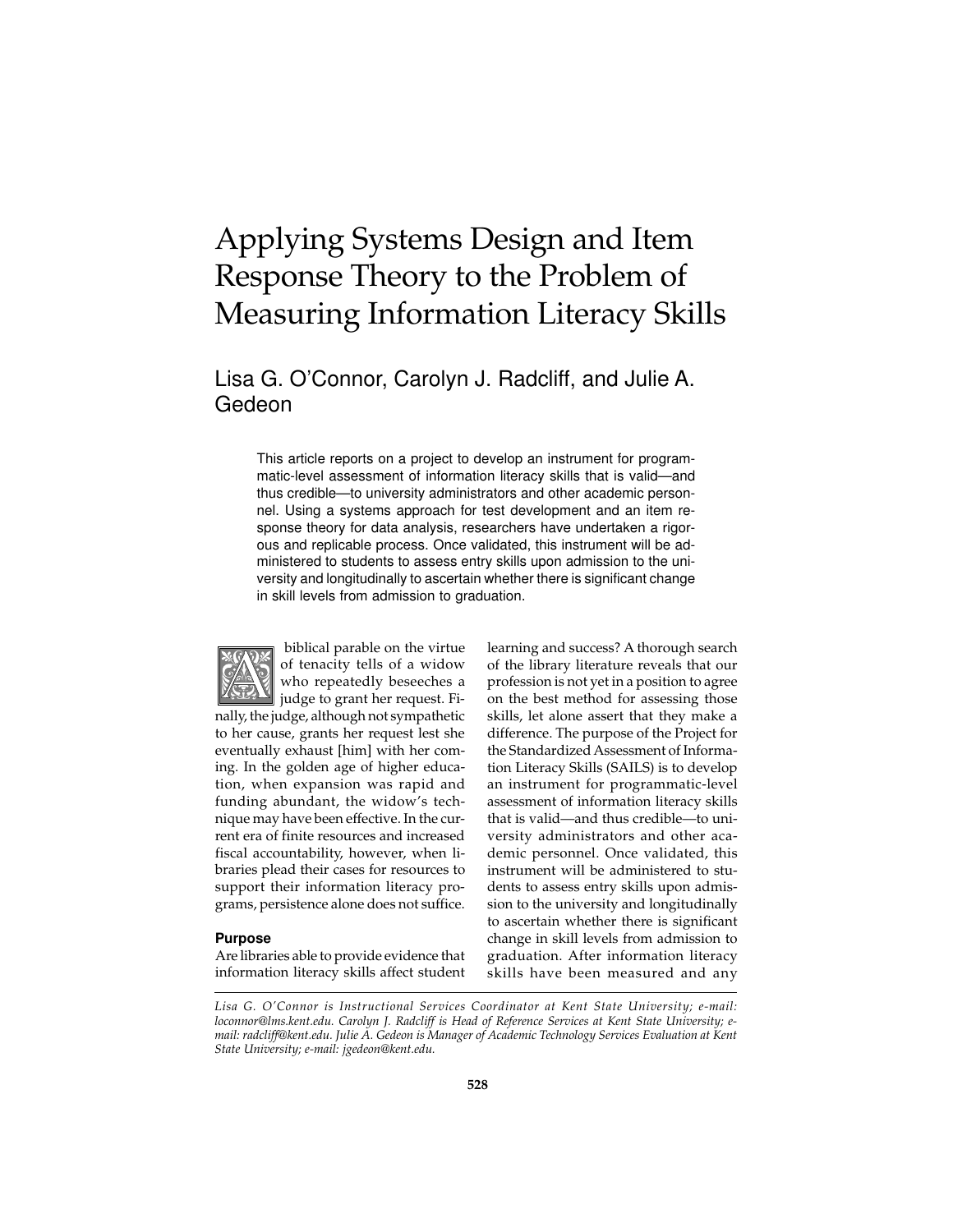# Applying Systems Design and Item Response Theory to the Problem of Measuring Information Literacy Skills

Lisa G. O'Connor, Carolyn J. Radcliff, and Julie A. Gedeon

This article reports on a project to develop an instrument for programmatic-level assessment of information literacy skills that is valid—and thus credible—to university administrators and other academic personnel. Using a systems approach for test development and an item response theory for data analysis, researchers have undertaken a rigorous and replicable process. Once validated, this instrument will be administered to students to assess entry skills upon admission to the university and longitudinally to ascertain whether there is significant change in skill levels from admission to graduation.

A biblical parable on the virtue of tenacity tells of a widow who repeatedly beseeches a judge to grant her request. Finally, the judge, although not sympathetic to her cause, grants her request lest she eventually exhaust [him] with her coming. In the golden age of higher education, when expansion was rapid and funding abundant, the widow's technique may have been effective. In the current era of finite resources and increased fiscal accountability, however, when libraries plead their cases for resources to support their information literacy programs, persistence alone does not suffice.

## Purpose

Are libraries able to provide evidence that information literacy skills affect student learning and success? A thorough search of the library literature reveals that our profession is not yet in a position to agree on the best method for assessing those skills, let alone assert that they make a difference. The purpose of the Project for the Standardized Assessment of Information Literacy Skills (SAILS) is to develop an instrument for programmatic-level assessment of information literacy skills that is valid—and thus credible—to university administrators and other academic personnel. Once validated, this instrument will be administered to students to assess entry skills upon admission to the university and longitudinally to ascertain whether there is significant change in skill levels from admission to graduation. After information literacy skills have been measured and any

*Lisa G. O'Connor is Instructional Services Coordinator at Kent State University; e-mail: loconnor@lms.kent.edu. Carolyn J. Radcliff is Head of Reference Services at Kent State University; e-mail: radcliff@kent.edu. Julie A. Gedeon is Manager of Academic Technology Services Evaluation at Kent State University; e-mail: jgedeon@kent.edu.*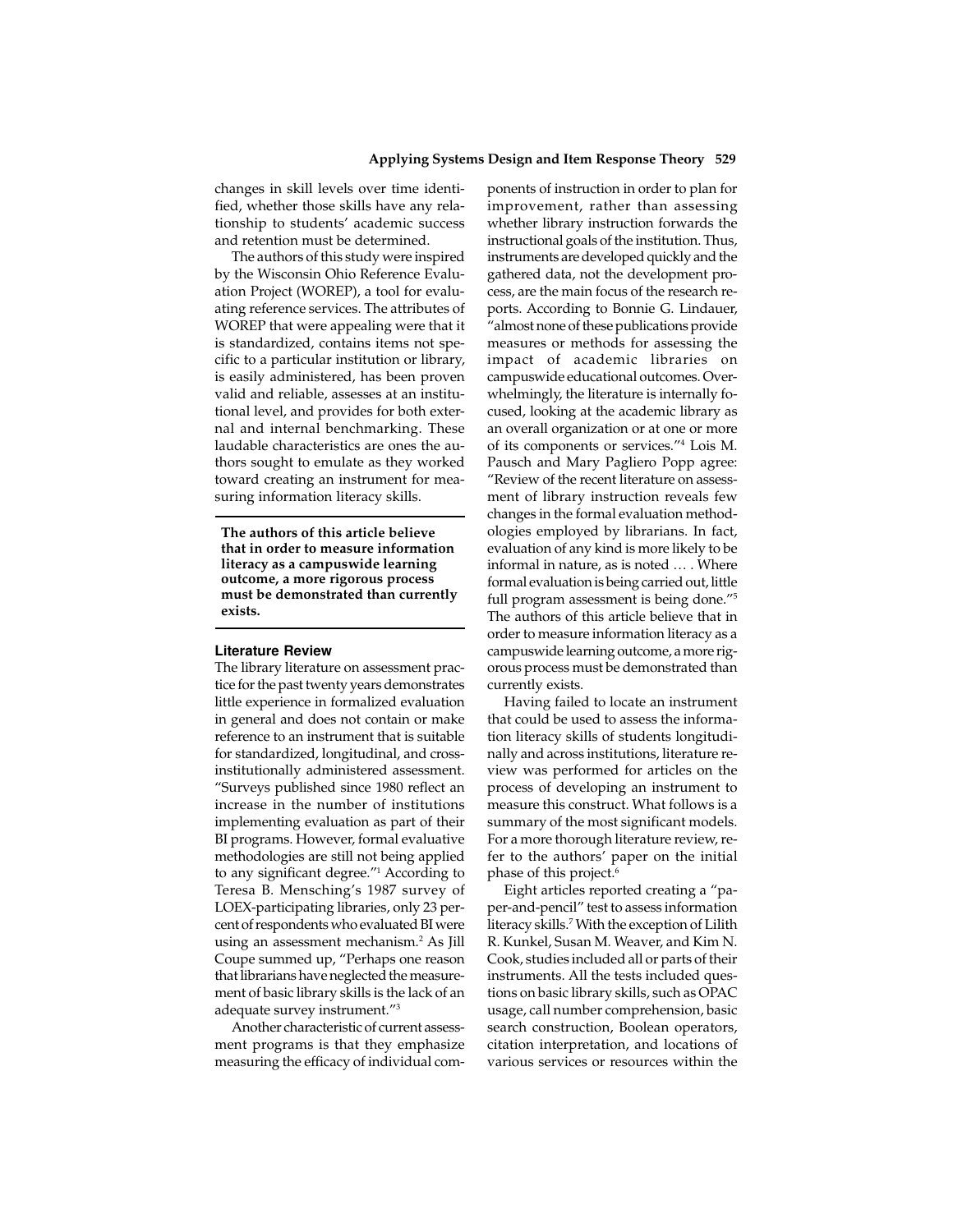changes in skill levels over time identified, whether those skills have any relationship to students' academic success and retention must be determined.

The authors of this study were inspired by the Wisconsin Ohio Reference Evaluation Project (WOREP), a tool for evaluating reference services. The attributes of WOREP that were appealing were that it is standardized, contains items not specific to a particular institution or library, is easily administered, has been proven valid and reliable, assesses at an institutional level, and provides for both external and internal benchmarking. These laudable characteristics are ones the authors sought to emulate as they worked toward creating an instrument for measuring information literacy skills.

**The authors of this article believe that in order to measure information literacy as a campuswide learning outcome, a more rigorous process must be demonstrated than currently exists.**

## Literature Review

The library literature on assessment practice for the past twenty years demonstrates little experience in formalized evaluation in general and does not contain or make reference to an instrument that is suitable for standardized, longitudinal, and cross-institutionally administered assessment. "Surveys published since 1980 reflect an increase in the number of institutions implementing evaluation as part of their BI programs. However, formal evaluative methodologies are still not being applied to any significant degree."[1] According to Teresa B. Mensching's 1987 survey of LOEX-participating libraries, only 23 percent of respondents who evaluated BI were using an assessment mechanism.[2] As Jill Coupe summed up, "Perhaps one reason that librarians have neglected the measurement of basic library skills is the lack of an adequate survey instrument."[3]

Another characteristic of current assessment programs is that they emphasize measuring the efficacy of individual components of instruction in order to plan for improvement, rather than assessing whether library instruction forwards the instructional goals of the institution. Thus, instruments are developed quickly and the gathered data, not the development process, are the main focus of the research reports. According to Bonnie G. Lindauer, "almost none of these publications provide measures or methods for assessing the impact of academic libraries on campuswide educational outcomes. Overwhelmingly, the literature is internally focused, looking at the academic library as an overall organization or at one or more of its components or services."[4] Lois M. Pausch and Mary Pagliero Popp agree: "Review of the recent literature on assessment of library instruction reveals few changes in the formal evaluation methodologies employed by librarians. In fact, evaluation of any kind is more likely to be informal in nature, as is noted … . Where formal evaluation is being carried out, little full program assessment is being done."[5] The authors of this article believe that in order to measure information literacy as a campuswide learning outcome, a more rigorous process must be demonstrated than currently exists.

Having failed to locate an instrument that could be used to assess the information literacy skills of students longitudinally and across institutions, literature review was performed for articles on the process of developing an instrument to measure this construct. What follows is a summary of the most significant models. For a more thorough literature review, refer to the authors' paper on the initial phase of this project.[6]

Eight articles reported creating a "paper-and-pencil" test to assess information literacy skills.[7] With the exception of Lilith R. Kunkel, Susan M. Weaver, and Kim N. Cook, studies included all or parts of their instruments. All the tests included questions on basic library skills, such as OPAC usage, call number comprehension, basic search construction, Boolean operators, citation interpretation, and locations of various services or resources within the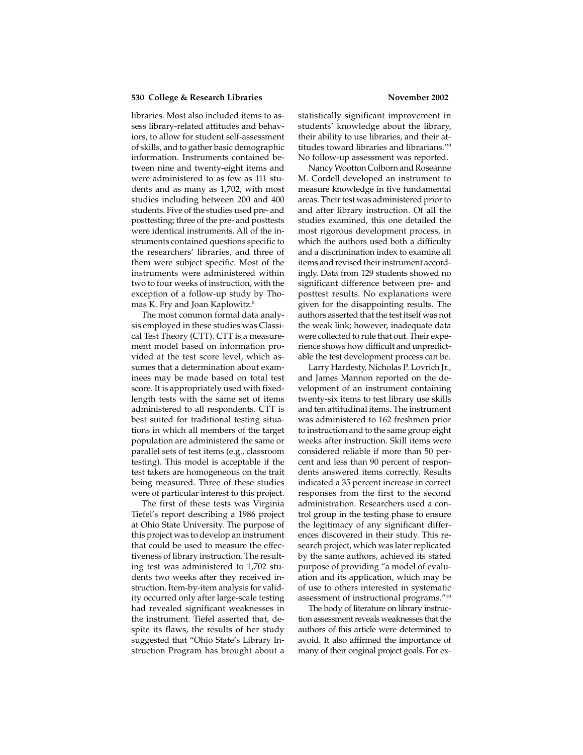libraries. Most also included items to assess library-related attitudes and behaviors, to allow for student self-assessment of skills, and to gather basic demographic information. Instruments contained between nine and twenty-eight items and were administered to as few as 111 students and as many as 1,702, with most studies including between 200 and 400 students. Five of the studies used pre- and posttesting; three of the pre- and posttests were identical instruments. All of the instruments contained questions specific to the researchers' libraries, and three of them were subject specific. Most of the instruments were administered within two to four weeks of instruction, with the exception of a follow-up study by Thomas K. Fry and Joan Kaplowitz.[8]

The most common formal data analysis employed in these studies was Classical Test Theory (CTT). CTT is a measurement model based on information provided at the test score level, which assumes that a determination about examinees may be made based on total test score. It is appropriately used with fixed-length tests with the same set of items administered to all respondents. CTT is best suited for traditional testing situations in which all members of the target population are administered the same or parallel sets of test items (e.g., classroom testing). This model is acceptable if the test takers are homogeneous on the trait being measured. Three of these studies were of particular interest to this project.

The first of these tests was Virginia Tiefel's report describing a 1986 project at Ohio State University. The purpose of this project was to develop an instrument that could be used to measure the effectiveness of library instruction. The resulting test was administered to 1,702 students two weeks after they received instruction. Item-by-item analysis for validity occurred only after large-scale testing had revealed significant weaknesses in the instrument. Tiefel asserted that, despite its flaws, the results of her study suggested that "Ohio State's Library Instruction Program has brought about a statistically significant improvement in students' knowledge about the library, their ability to use libraries, and their attitudes toward libraries and librarians."[9] No follow-up assessment was reported.

Nancy Wootton Colborn and Roseanne M. Cordell developed an instrument to measure knowledge in five fundamental areas. Their test was administered prior to and after library instruction. Of all the studies examined, this one detailed the most rigorous development process, in which the authors used both a difficulty and a discrimination index to examine all items and revised their instrument accordingly. Data from 129 students showed no significant difference between pre- and posttest results. No explanations were given for the disappointing results. The authors asserted that the test itself was not the weak link; however, inadequate data were collected to rule that out. Their experience shows how difficult and unpredictable the test development process can be.

Larry Hardesty, Nicholas P. Lovrich Jr., and James Mannon reported on the development of an instrument containing twenty-six items to test library use skills and ten attitudinal items. The instrument was administered to 162 freshmen prior to instruction and to the same group eight weeks after instruction. Skill items were considered reliable if more than 50 percent and less than 90 percent of respondents answered items correctly. Results indicated a 35 percent increase in correct responses from the first to the second administration. Researchers used a control group in the testing phase to ensure the legitimacy of any significant differences discovered in their study. This research project, which was later replicated by the same authors, achieved its stated purpose of providing "a model of evaluation and its application, which may be of use to others interested in systematic assessment of instructional programs."[10]

The body of literature on library instruction assessment reveals weaknesses that the authors of this article were determined to avoid. It also affirmed the importance of many of their original project goals. For ex-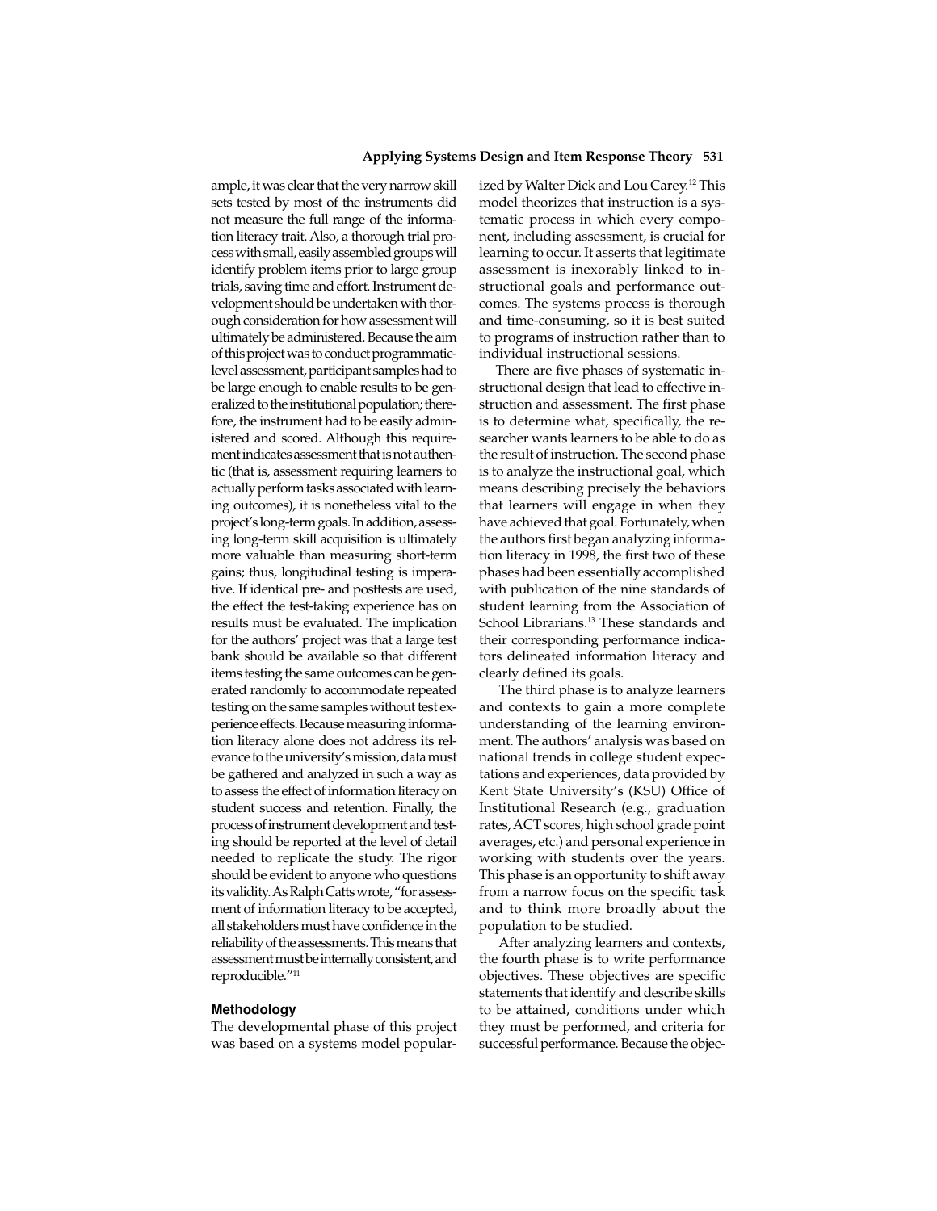ample, it was clear that the very narrow skill sets tested by most of the instruments did not measure the full range of the information literacy trait. Also, a thorough trial process with small, easily assembled groups will identify problem items prior to large group trials, saving time and effort. Instrument development should be undertaken with thorough consideration for how assessment will ultimately be administered. Because the aim of this project was to conduct programmatic-level assessment, participant samples had to be large enough to enable results to be generalized to the institutional population; therefore, the instrument had to be easily administered and scored. Although this requirement indicates assessment that is not authentic (that is, assessment requiring learners to actually perform tasks associated with learning outcomes), it is nonetheless vital to the project's long-term goals. In addition, assessing long-term skill acquisition is ultimately more valuable than measuring short-term gains; thus, longitudinal testing is imperative. If identical pre- and posttests are used, the effect the test-taking experience has on results must be evaluated. The implication for the authors' project was that a large test bank should be available so that different items testing the same outcomes can be generated randomly to accommodate repeated testing on the same samples without test experience effects. Because measuring information literacy alone does not address its relevance to the university's mission, data must be gathered and analyzed in such a way as to assess the effect of information literacy on student success and retention. Finally, the process of instrument development and testing should be reported at the level of detail needed to replicate the study. The rigor should be evident to anyone who questions its validity. As Ralph Catts wrote, "for assessment of information literacy to be accepted, all stakeholders must have confidence in the reliability of the assessments. This means that assessment must be internally consistent, and reproducible."[11]

## Methodology

The developmental phase of this project was based on a systems model popularized by Walter Dick and Lou Carey.[12] This model theorizes that instruction is a systematic process in which every component, including assessment, is crucial for learning to occur. It asserts that legitimate assessment is inexorably linked to instructional goals and performance outcomes. The systems process is thorough and time-consuming, so it is best suited to programs of instruction rather than to individual instructional sessions.

There are five phases of systematic instructional design that lead to effective instruction and assessment. The first phase is to determine what, specifically, the researcher wants learners to be able to do as the result of instruction. The second phase is to analyze the instructional goal, which means describing precisely the behaviors that learners will engage in when they have achieved that goal. Fortunately, when the authors first began analyzing information literacy in 1998, the first two of these phases had been essentially accomplished with publication of the nine standards of student learning from the Association of School Librarians.[13] These standards and their corresponding performance indicators delineated information literacy and clearly defined its goals.

The third phase is to analyze learners and contexts to gain a more complete understanding of the learning environment. The authors' analysis was based on national trends in college student expectations and experiences, data provided by Kent State University's (KSU) Office of Institutional Research (e.g., graduation rates, ACT scores, high school grade point averages, etc.) and personal experience in working with students over the years. This phase is an opportunity to shift away from a narrow focus on the specific task and to think more broadly about the population to be studied.

After analyzing learners and contexts, the fourth phase is to write performance objectives. These objectives are specific statements that identify and describe skills to be attained, conditions under which they must be performed, and criteria for successful performance. Because the objec-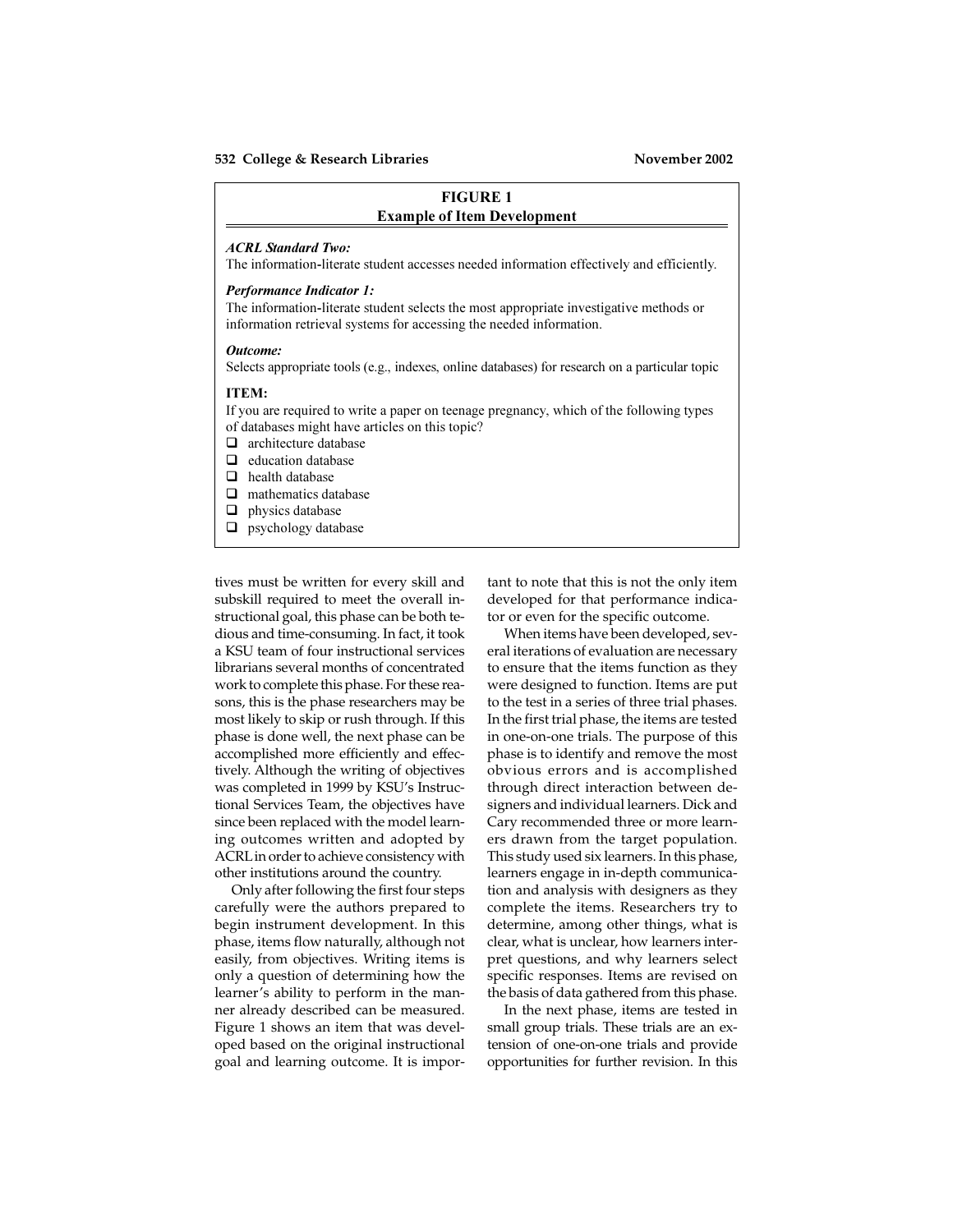**FIGURE 1**
**Example of Item Development**

***ACRL Standard Two:***
The information-literate student accesses needed information effectively and efficiently.

***Performance Indicator 1:***
The information-literate student selects the most appropriate investigative methods or information retrieval systems for accessing the needed information.

***Outcome:***
Selects appropriate tools (e.g., indexes, online databases) for research on a particular topic

**ITEM:**
If you are required to write a paper on teenage pregnancy, which of the following types of databases might have articles on this topic?

- ❑ architecture database
- ❑ education database
- ❑ health database
- ❑ mathematics database
- ❑ physics database
- ❑ psychology database

tives must be written for every skill and subskill required to meet the overall instructional goal, this phase can be both tedious and time-consuming. In fact, it took a KSU team of four instructional services librarians several months of concentrated work to complete this phase. For these reasons, this is the phase researchers may be most likely to skip or rush through. If this phase is done well, the next phase can be accomplished more efficiently and effectively. Although the writing of objectives was completed in 1999 by KSU's Instructional Services Team, the objectives have since been replaced with the model learning outcomes written and adopted by ACRL in order to achieve consistency with other institutions around the country.

Only after following the first four steps carefully were the authors prepared to begin instrument development. In this phase, items flow naturally, although not easily, from objectives. Writing items is only a question of determining how the learner's ability to perform in the manner already described can be measured. Figure 1 shows an item that was developed based on the original instructional goal and learning outcome. It is important to note that this is not the only item developed for that performance indicator or even for the specific outcome.

When items have been developed, several iterations of evaluation are necessary to ensure that the items function as they were designed to function. Items are put to the test in a series of three trial phases. In the first trial phase, the items are tested in one-on-one trials. The purpose of this phase is to identify and remove the most obvious errors and is accomplished through direct interaction between designers and individual learners. Dick and Cary recommended three or more learners drawn from the target population. This study used six learners. In this phase, learners engage in in-depth communication and analysis with designers as they complete the items. Researchers try to determine, among other things, what is clear, what is unclear, how learners interpret questions, and why learners select specific responses. Items are revised on the basis of data gathered from this phase.

In the next phase, items are tested in small group trials. These trials are an extension of one-on-one trials and provide opportunities for further revision. In this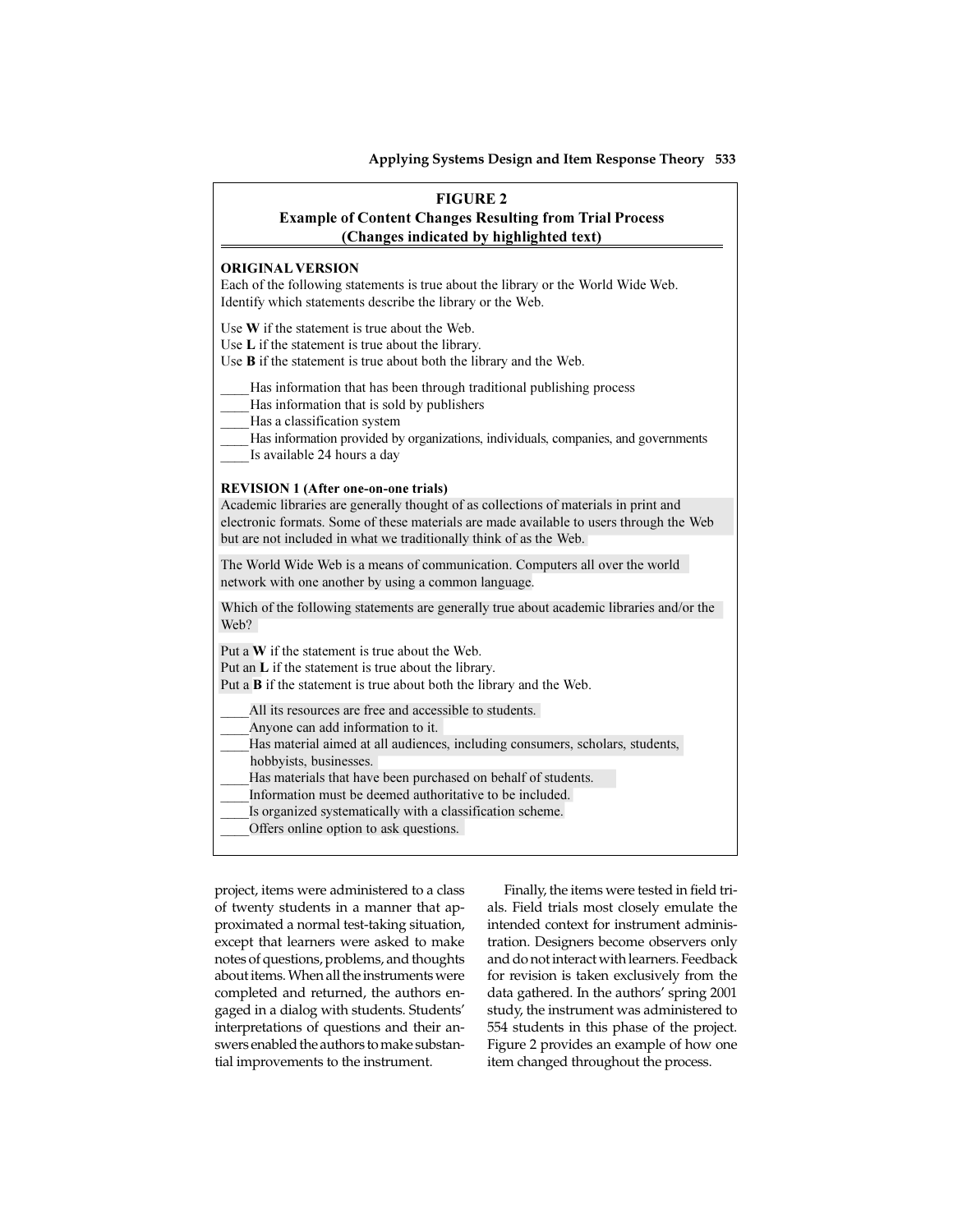**FIGURE 2**
**Example of Content Changes Resulting from Trial Process**
**(Changes indicated by highlighted text)**

**ORIGINAL VERSION**

Each of the following statements is true about the library or the World Wide Web. Identify which statements describe the library or the Web.

Use **W** if the statement is true about the Web.
Use **L** if the statement is true about the library.
Use **B** if the statement is true about both the library and the Web.

____Has information that has been through traditional publishing process
____Has information that is sold by publishers
____Has a classification system
____Has information provided by organizations, individuals, companies, and governments
____Is available 24 hours a day

**REVISION 1 (After one-on-one trials)**

Academic libraries are generally thought of as collections of materials in print and electronic formats. Some of these materials are made available to users through the Web but are not included in what we traditionally think of as the Web.

The World Wide Web is a means of communication. Computers all over the world network with one another by using a common language.

Which of the following statements are generally true about academic libraries and/or the Web?

Put a **W** if the statement is true about the Web.
Put an **L** if the statement is true about the library.
Put a **B** if the statement is true about both the library and the Web.

____All its resources are free and accessible to students.
____Anyone can add information to it.
____Has material aimed at all audiences, including consumers, scholars, students, hobbyists, businesses.
____Has materials that have been purchased on behalf of students.
____Information must be deemed authoritative to be included.
____Is organized systematically with a classification scheme.
____Offers online option to ask questions.

project, items were administered to a class of twenty students in a manner that approximated a normal test-taking situation, except that learners were asked to make notes of questions, problems, and thoughts about items. When all the instruments were completed and returned, the authors engaged in a dialog with students. Students' interpretations of questions and their answers enabled the authors to make substantial improvements to the instrument.

Finally, the items were tested in field trials. Field trials most closely emulate the intended context for instrument administration. Designers become observers only and do not interact with learners. Feedback for revision is taken exclusively from the data gathered. In the authors' spring 2001 study, the instrument was administered to 554 students in this phase of the project. Figure 2 provides an example of how one item changed throughout the process.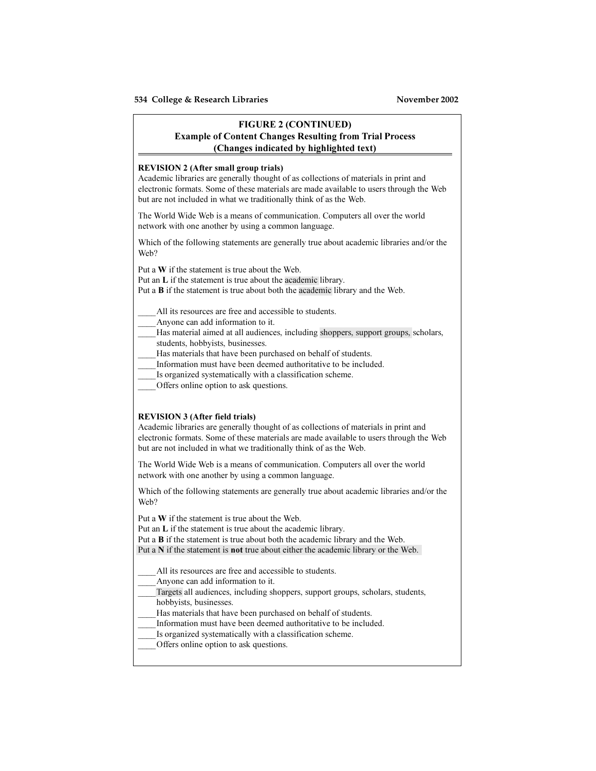**FIGURE 2 (CONTINUED)**
**Example of Content Changes Resulting from Trial Process**
**(Changes indicated by highlighted text)**

**REVISION 2 (After small group trials)**

Academic libraries are generally thought of as collections of materials in print and electronic formats. Some of these materials are made available to users through the Web but are not included in what we traditionally think of as the Web.

The World Wide Web is a means of communication. Computers all over the world network with one another by using a common language.

Which of the following statements are generally true about academic libraries and/or the Web?

Put a **W** if the statement is true about the Web.
Put an **L** if the statement is true about the academic library.
Put a **B** if the statement is true about both the academic library and the Web.

____All its resources are free and accessible to students.
____Anyone can add information to it.
____Has material aimed at all audiences, including shoppers, support groups, scholars, students, hobbyists, businesses.
____Has materials that have been purchased on behalf of students.
____Information must have been deemed authoritative to be included.
____Is organized systematically with a classification scheme.
____Offers online option to ask questions.

**REVISION 3 (After field trials)**

Academic libraries are generally thought of as collections of materials in print and electronic formats. Some of these materials are made available to users through the Web but are not included in what we traditionally think of as the Web.

The World Wide Web is a means of communication. Computers all over the world network with one another by using a common language.

Which of the following statements are generally true about academic libraries and/or the Web?

Put a **W** if the statement is true about the Web.
Put an **L** if the statement is true about the academic library.
Put a **B** if the statement is true about both the academic library and the Web.
Put a **N** if the statement is **not** true about either the academic library or the Web.

____All its resources are free and accessible to students.
____Anyone can add information to it.
____Targets all audiences, including shoppers, support groups, scholars, students, hobbyists, businesses.
____Has materials that have been purchased on behalf of students.
____Information must have been deemed authoritative to be included.
____Is organized systematically with a classification scheme.
____Offers online option to ask questions.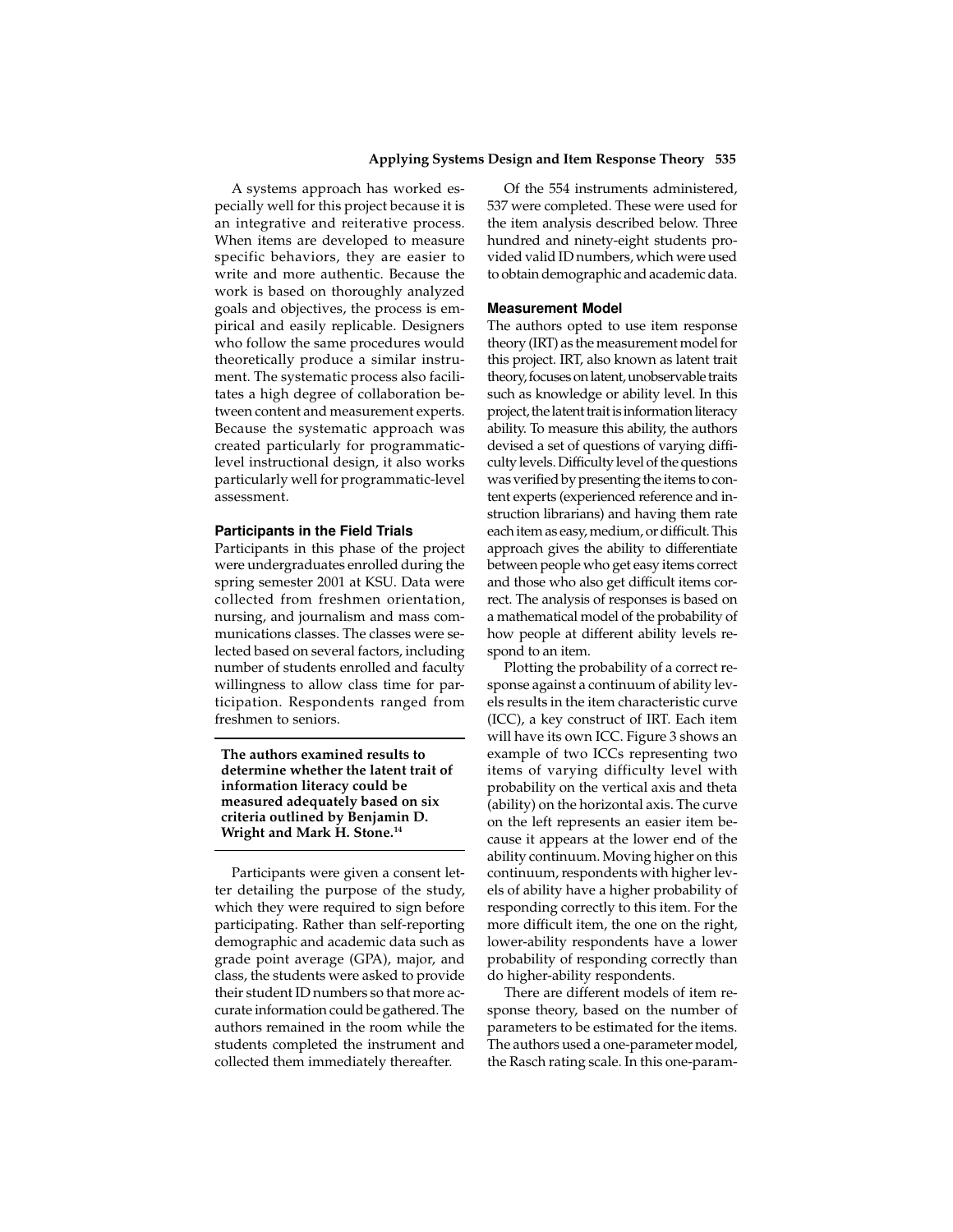A systems approach has worked especially well for this project because it is an integrative and reiterative process. When items are developed to measure specific behaviors, they are easier to write and more authentic. Because the work is based on thoroughly analyzed goals and objectives, the process is empirical and easily replicable. Designers who follow the same procedures would theoretically produce a similar instrument. The systematic process also facilitates a high degree of collaboration between content and measurement experts. Because the systematic approach was created particularly for programmatic-level instructional design, it also works particularly well for programmatic-level assessment.

### Participants in the Field Trials

Participants in this phase of the project were undergraduates enrolled during the spring semester 2001 at KSU. Data were collected from freshmen orientation, nursing, and journalism and mass communications classes. The classes were selected based on several factors, including number of students enrolled and faculty willingness to allow class time for participation. Respondents ranged from freshmen to seniors.

**The authors examined results to determine whether the latent trait of information literacy could be measured adequately based on six criteria outlined by Benjamin D. Wright and Mark H. Stone.[14]**

Participants were given a consent letter detailing the purpose of the study, which they were required to sign before participating. Rather than self-reporting demographic and academic data such as grade point average (GPA), major, and class, the students were asked to provide their student ID numbers so that more accurate information could be gathered. The authors remained in the room while the students completed the instrument and collected them immediately thereafter.

Of the 554 instruments administered, 537 were completed. These were used for the item analysis described below. Three hundred and ninety-eight students provided valid ID numbers, which were used to obtain demographic and academic data.

### Measurement Model

The authors opted to use item response theory (IRT) as the measurement model for this project. IRT, also known as latent trait theory, focuses on latent, unobservable traits such as knowledge or ability level. In this project, the latent trait is information literacy ability. To measure this ability, the authors devised a set of questions of varying difficulty levels. Difficulty level of the questions was verified by presenting the items to content experts (experienced reference and instruction librarians) and having them rate each item as easy, medium, or difficult. This approach gives the ability to differentiate between people who get easy items correct and those who also get difficult items correct. The analysis of responses is based on a mathematical model of the probability of how people at different ability levels respond to an item.

Plotting the probability of a correct response against a continuum of ability levels results in the item characteristic curve (ICC), a key construct of IRT. Each item will have its own ICC. Figure 3 shows an example of two ICCs representing two items of varying difficulty level with probability on the vertical axis and theta (ability) on the horizontal axis. The curve on the left represents an easier item because it appears at the lower end of the ability continuum. Moving higher on this continuum, respondents with higher levels of ability have a higher probability of responding correctly to this item. For the more difficult item, the one on the right, lower-ability respondents have a lower probability of responding correctly than do higher-ability respondents.

There are different models of item response theory, based on the number of parameters to be estimated for the items. The authors used a one-parameter model, the Rasch rating scale. In this one-param-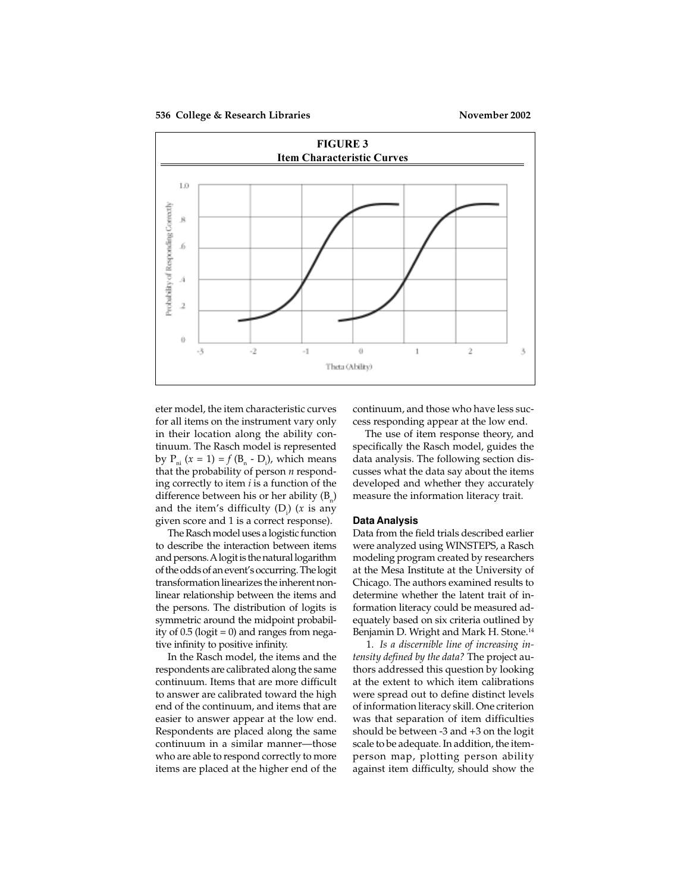**FIGURE 3**
**Item Characteristic Curves**

eter model, the item characteristic curves for all items on the instrument vary only in their location along the ability continuum. The Rasch model is represented by $P_{ni}(x = 1) = f(B_n - D_i)$, which means that the probability of person *n* responding correctly to item *i* is a function of the difference between his or her ability ($B_n$) and the item's difficulty ($D_i$) (*x* is any given score and 1 is a correct response).

The Rasch model uses a logistic function to describe the interaction between items and persons. A logit is the natural logarithm of the odds of an event's occurring. The logit transformation linearizes the inherent nonlinear relationship between the items and the persons. The distribution of logits is symmetric around the midpoint probability of 0.5 (logit = 0) and ranges from negative infinity to positive infinity.

In the Rasch model, the items and the respondents are calibrated along the same continuum. Items that are more difficult to answer are calibrated toward the high end of the continuum, and items that are easier to answer appear at the low end. Respondents are placed along the same continuum in a similar manner—those who are able to respond correctly to more items are placed at the higher end of the continuum, and those who have less success responding appear at the low end.

The use of item response theory, and specifically the Rasch model, guides the data analysis. The following section discusses what the data say about the items developed and whether they accurately measure the information literacy trait.

### Data Analysis

Data from the field trials described earlier were analyzed using WINSTEPS, a Rasch modeling program created by researchers at the Mesa Institute at the University of Chicago. The authors examined results to determine whether the latent trait of information literacy could be measured adequately based on six criteria outlined by Benjamin D. Wright and Mark H. Stone.[14]

1. *Is a discernible line of increasing intensity defined by the data?* The project authors addressed this question by looking at the extent to which item calibrations were spread out to define distinct levels of information literacy skill. One criterion was that separation of item difficulties should be between -3 and +3 on the logit scale to be adequate. In addition, the item-person map, plotting person ability against item difficulty, should show the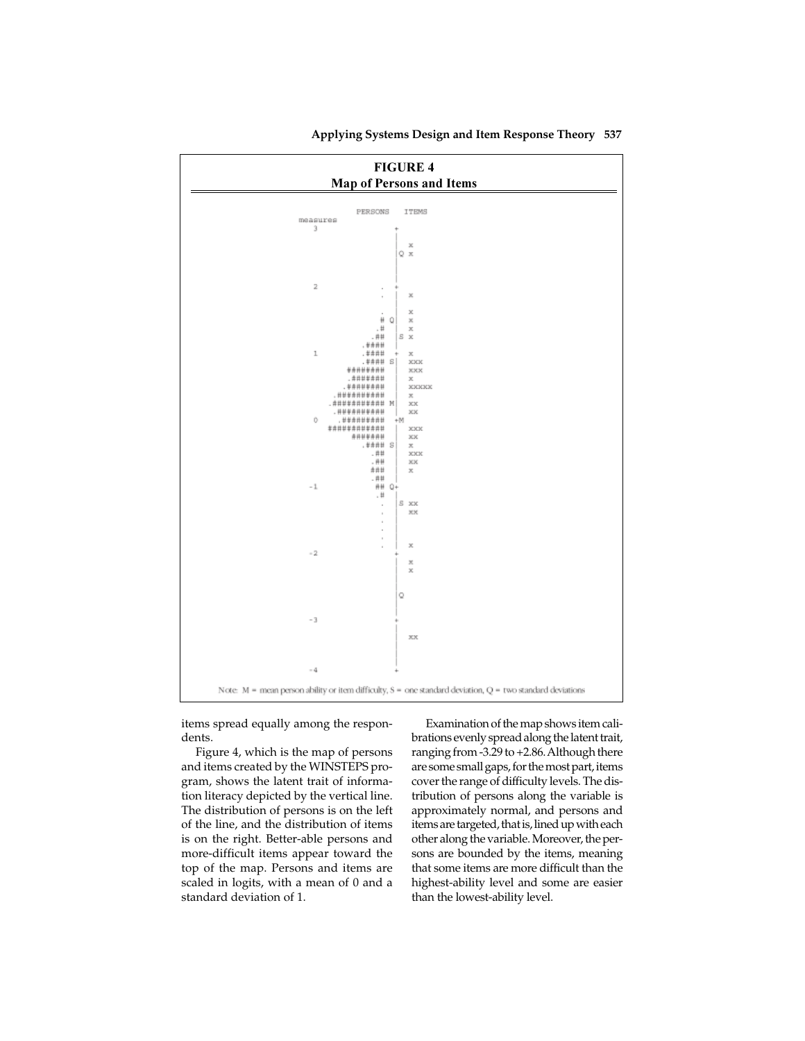**FIGURE 4**
**Map of Persons and Items**

```
                     PERSONS   ITEMS
measures
   3                         +
                             |
                             |   x
                             |Q  x
                             |
                             |
   2                    .    +
                        .    |   x
                             |
                        .    |   x
                        #  Q |   x
                       .#    |   x
                      .##    |S  x
                    .####    |
   1                .####    +   x
                    .#### S  |   xxx
                 ########    |   xxx
                 .#######    |   x
                .########    |   xxxxx
              .##########    |   x
             .########### M  |   xx
              .##########    |   xx
   0          .#########     +M
             ############    |   xxx
                  #######    |   xx
                    .#### S  |   x
                      .##    |   xxx
                      .##    |   xx
                      ###    |   x
                      .##    |
  -1                   ## Q  +
                       .#    |
                        .    |S  xx
                        .    |   xx
                        .    |
                        .    |
                        .    |
                        .    |   x
  -2                         +
                             |   x
                             |   x
                             |
                             |
                             |Q
                             |
                             |
  -3                         +
                             |
                             |   xx
                             |
                             |
                             |
  -4                         +
```

Note: M = mean person ability or item difficulty, S = one standard deviation, Q = two standard deviations

items spread equally among the respondents.

Figure 4, which is the map of persons and items created by the WINSTEPS program, shows the latent trait of information literacy depicted by the vertical line. The distribution of persons is on the left of the line, and the distribution of items is on the right. Better-able persons and more-difficult items appear toward the top of the map. Persons and items are scaled in logits, with a mean of 0 and a standard deviation of 1.

Examination of the map shows item calibrations evenly spread along the latent trait, ranging from -3.29 to +2.86. Although there are some small gaps, for the most part, items cover the range of difficulty levels. The distribution of persons along the variable is approximately normal, and persons and items are targeted, that is, lined up with each other along the variable. Moreover, the persons are bounded by the items, meaning that some items are more difficult than the highest-ability level and some are easier than the lowest-ability level.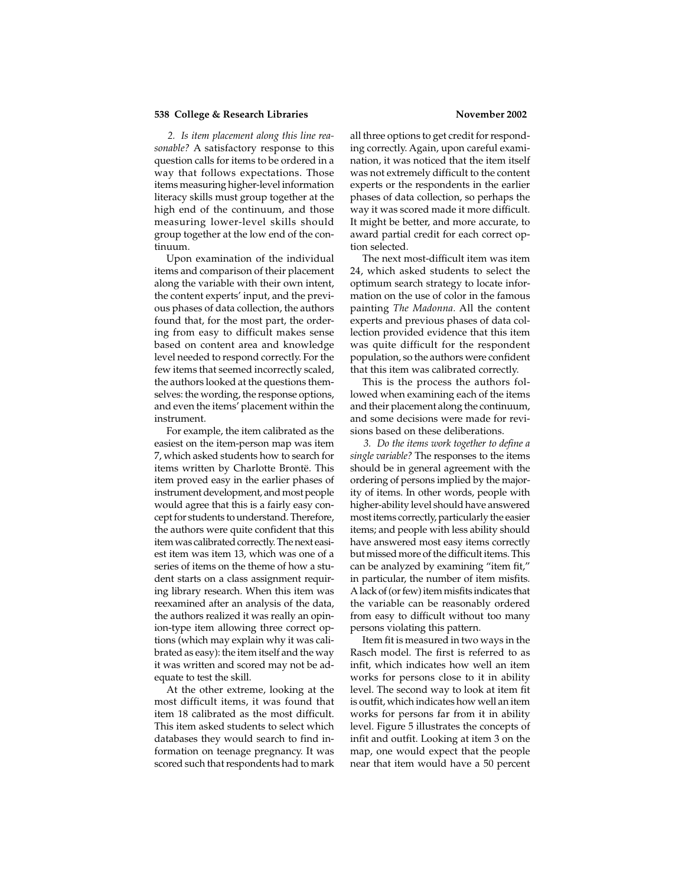*2. Is item placement along this line reasonable?* A satisfactory response to this question calls for items to be ordered in a way that follows expectations. Those items measuring higher-level information literacy skills must group together at the high end of the continuum, and those measuring lower-level skills should group together at the low end of the continuum.

Upon examination of the individual items and comparison of their placement along the variable with their own intent, the content experts' input, and the previous phases of data collection, the authors found that, for the most part, the ordering from easy to difficult makes sense based on content area and knowledge level needed to respond correctly. For the few items that seemed incorrectly scaled, the authors looked at the questions themselves: the wording, the response options, and even the items' placement within the instrument.

For example, the item calibrated as the easiest on the item-person map was item 7, which asked students how to search for items written by Charlotte Brontë. This item proved easy in the earlier phases of instrument development, and most people would agree that this is a fairly easy concept for students to understand. Therefore, the authors were quite confident that this item was calibrated correctly. The next easiest item was item 13, which was one of a series of items on the theme of how a student starts on a class assignment requiring library research. When this item was reexamined after an analysis of the data, the authors realized it was really an opinion-type item allowing three correct options (which may explain why it was calibrated as easy): the item itself and the way it was written and scored may not be adequate to test the skill.

At the other extreme, looking at the most difficult items, it was found that item 18 calibrated as the most difficult. This item asked students to select which databases they would search to find information on teenage pregnancy. It was scored such that respondents had to mark all three options to get credit for responding correctly. Again, upon careful examination, it was noticed that the item itself was not extremely difficult to the content experts or the respondents in the earlier phases of data collection, so perhaps the way it was scored made it more difficult. It might be better, and more accurate, to award partial credit for each correct option selected.

The next most-difficult item was item 24, which asked students to select the optimum search strategy to locate information on the use of color in the famous painting *The Madonna*. All the content experts and previous phases of data collection provided evidence that this item was quite difficult for the respondent population, so the authors were confident that this item was calibrated correctly.

This is the process the authors followed when examining each of the items and their placement along the continuum, and some decisions were made for revisions based on these deliberations.

*3. Do the items work together to define a single variable?* The responses to the items should be in general agreement with the ordering of persons implied by the majority of items. In other words, people with higher-ability level should have answered most items correctly, particularly the easier items; and people with less ability should have answered most easy items correctly but missed more of the difficult items. This can be analyzed by examining "item fit," in particular, the number of item misfits. A lack of (or few) item misfits indicates that the variable can be reasonably ordered from easy to difficult without too many persons violating this pattern.

Item fit is measured in two ways in the Rasch model. The first is referred to as infit, which indicates how well an item works for persons close to it in ability level. The second way to look at item fit is outfit, which indicates how well an item works for persons far from it in ability level. Figure 5 illustrates the concepts of infit and outfit. Looking at item 3 on the map, one would expect that the people near that item would have a 50 percent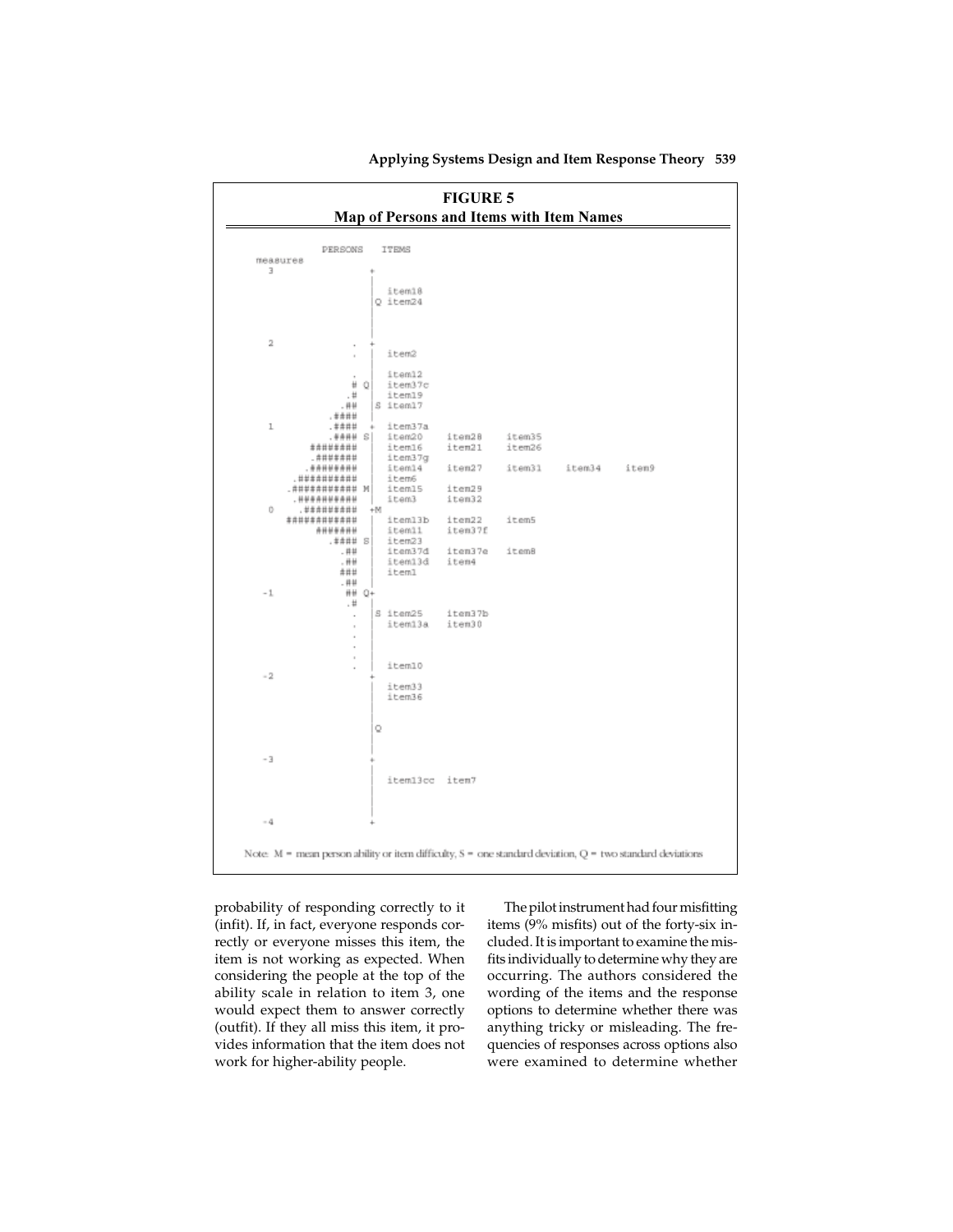**FIGURE 5**

**Map of Persons and Items with Item Names**

```
                 PERSONS    ITEMS
measures
  3                       +
                          |
                          |  item18
                          | Q item24
                          |
                          |
  2                    .  +
                       .  |  item2
                          |
                       .  |  item12
                     # Q  |  item37c
                      .#  |  item19
                     .##  | S item17
                   .####  |
  1                .####  +  item37a
                  .#### S |  item20     item28     item35
                ########  |  item16     item21     item26
                .#######  |  item37g
               .########  |  item14     item27     item31     item34     item9
             .##########  |  item6
            .########### M|  item15     item29
             .##########  |  item3      item32
  0          .#########   +M
            ############  |  item13b    item22     item5
                 #######  |  item11     item37f
                 .#### S  |  item23
                     .##  |  item37d    item37e    item8
                     .##  |  item13d    item4
                     ###  |  item1
                     .##  |
 -1                  ## Q +
                      .#  |
                       .  | S item25    item37b
                       .  |  item13a    item30
                       .  |
                       .  |
                       .  |
                       .  |  item10
 -2                       +
                          |  item33
                          |  item36
                          |
                          |
                          | Q
                          |
 -3                       +
                          |  item13cc   item7
                          |
                          |
                          |
 -4                       +
```

Note: M = mean person ability or item difficulty, S = one standard deviation, Q = two standard deviations

probability of responding correctly to it (infit). If, in fact, everyone responds correctly or everyone misses this item, the item is not working as expected. When considering the people at the top of the ability scale in relation to item 3, one would expect them to answer correctly (outfit). If they all miss this item, it provides information that the item does not work for higher-ability people.

The pilot instrument had four misfitting items (9% misfits) out of the forty-six included. It is important to examine the misfits individually to determine why they are occurring. The authors considered the wording of the items and the response options to determine whether there was anything tricky or misleading. The frequencies of responses across options also were examined to determine whether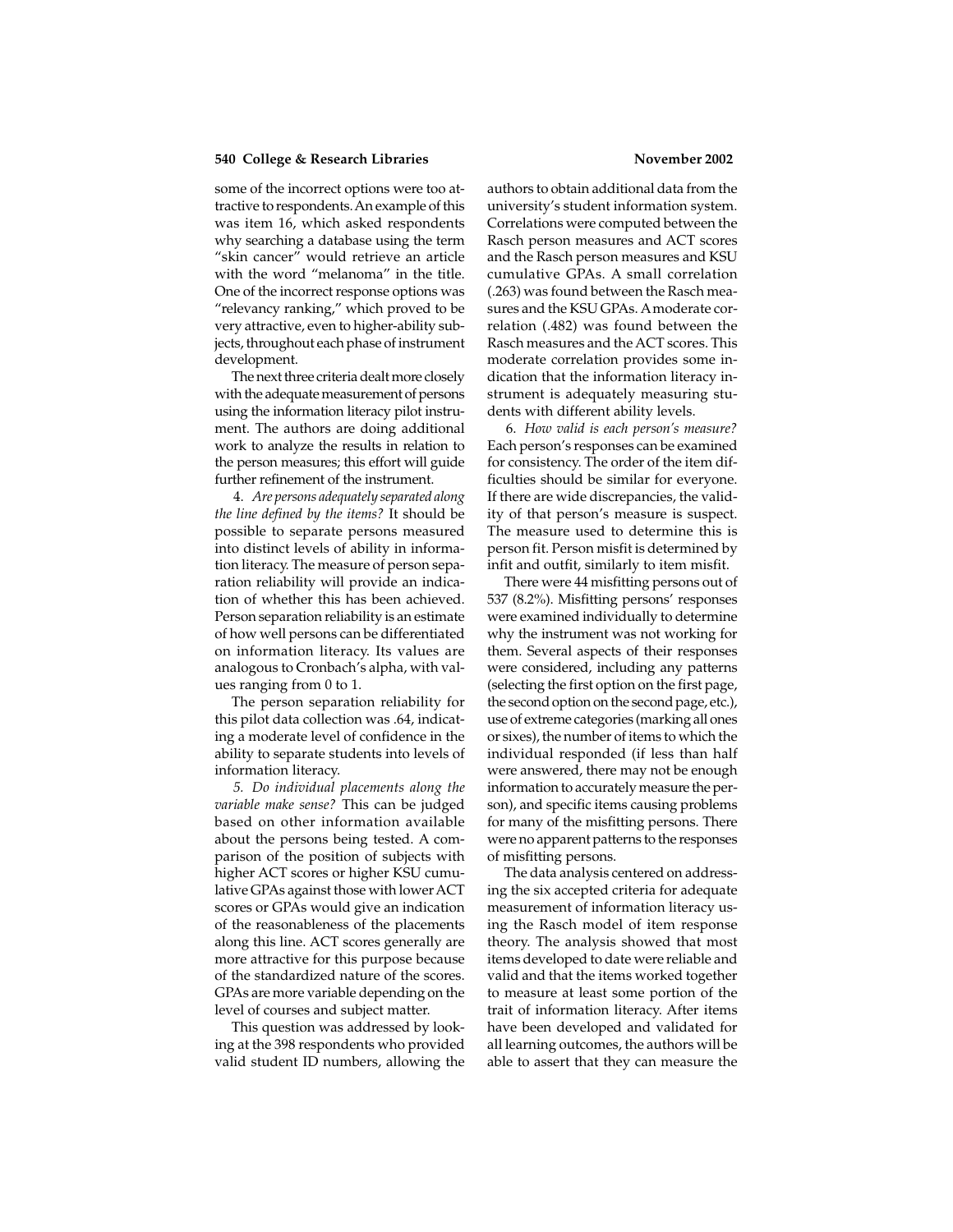some of the incorrect options were too attractive to respondents. An example of this was item 16, which asked respondents why searching a database using the term "skin cancer" would retrieve an article with the word "melanoma" in the title. One of the incorrect response options was "relevancy ranking," which proved to be very attractive, even to higher-ability subjects, throughout each phase of instrument development.

The next three criteria dealt more closely with the adequate measurement of persons using the information literacy pilot instrument. The authors are doing additional work to analyze the results in relation to the person measures; this effort will guide further refinement of the instrument.

4. *Are persons adequately separated along the line defined by the items?* It should be possible to separate persons measured into distinct levels of ability in information literacy. The measure of person separation reliability will provide an indication of whether this has been achieved. Person separation reliability is an estimate of how well persons can be differentiated on information literacy. Its values are analogous to Cronbach's alpha, with values ranging from 0 to 1.

The person separation reliability for this pilot data collection was .64, indicating a moderate level of confidence in the ability to separate students into levels of information literacy.

5. *Do individual placements along the variable make sense?* This can be judged based on other information available about the persons being tested. A comparison of the position of subjects with higher ACT scores or higher KSU cumulative GPAs against those with lower ACT scores or GPAs would give an indication of the reasonableness of the placements along this line. ACT scores generally are more attractive for this purpose because of the standardized nature of the scores. GPAs are more variable depending on the level of courses and subject matter.

This question was addressed by looking at the 398 respondents who provided valid student ID numbers, allowing the authors to obtain additional data from the university's student information system. Correlations were computed between the Rasch person measures and ACT scores and the Rasch person measures and KSU cumulative GPAs. A small correlation (.263) was found between the Rasch measures and the KSU GPAs. A moderate correlation (.482) was found between the Rasch measures and the ACT scores. This moderate correlation provides some indication that the information literacy instrument is adequately measuring students with different ability levels.

6. *How valid is each person's measure?* Each person's responses can be examined for consistency. The order of the item difficulties should be similar for everyone. If there are wide discrepancies, the validity of that person's measure is suspect. The measure used to determine this is person fit. Person misfit is determined by infit and outfit, similarly to item misfit.

There were 44 misfitting persons out of 537 (8.2%). Misfitting persons' responses were examined individually to determine why the instrument was not working for them. Several aspects of their responses were considered, including any patterns (selecting the first option on the first page, the second option on the second page, etc.), use of extreme categories (marking all ones or sixes), the number of items to which the individual responded (if less than half were answered, there may not be enough information to accurately measure the person), and specific items causing problems for many of the misfitting persons. There were no apparent patterns to the responses of misfitting persons.

The data analysis centered on addressing the six accepted criteria for adequate measurement of information literacy using the Rasch model of item response theory. The analysis showed that most items developed to date were reliable and valid and that the items worked together to measure at least some portion of the trait of information literacy. After items have been developed and validated for all learning outcomes, the authors will be able to assert that they can measure the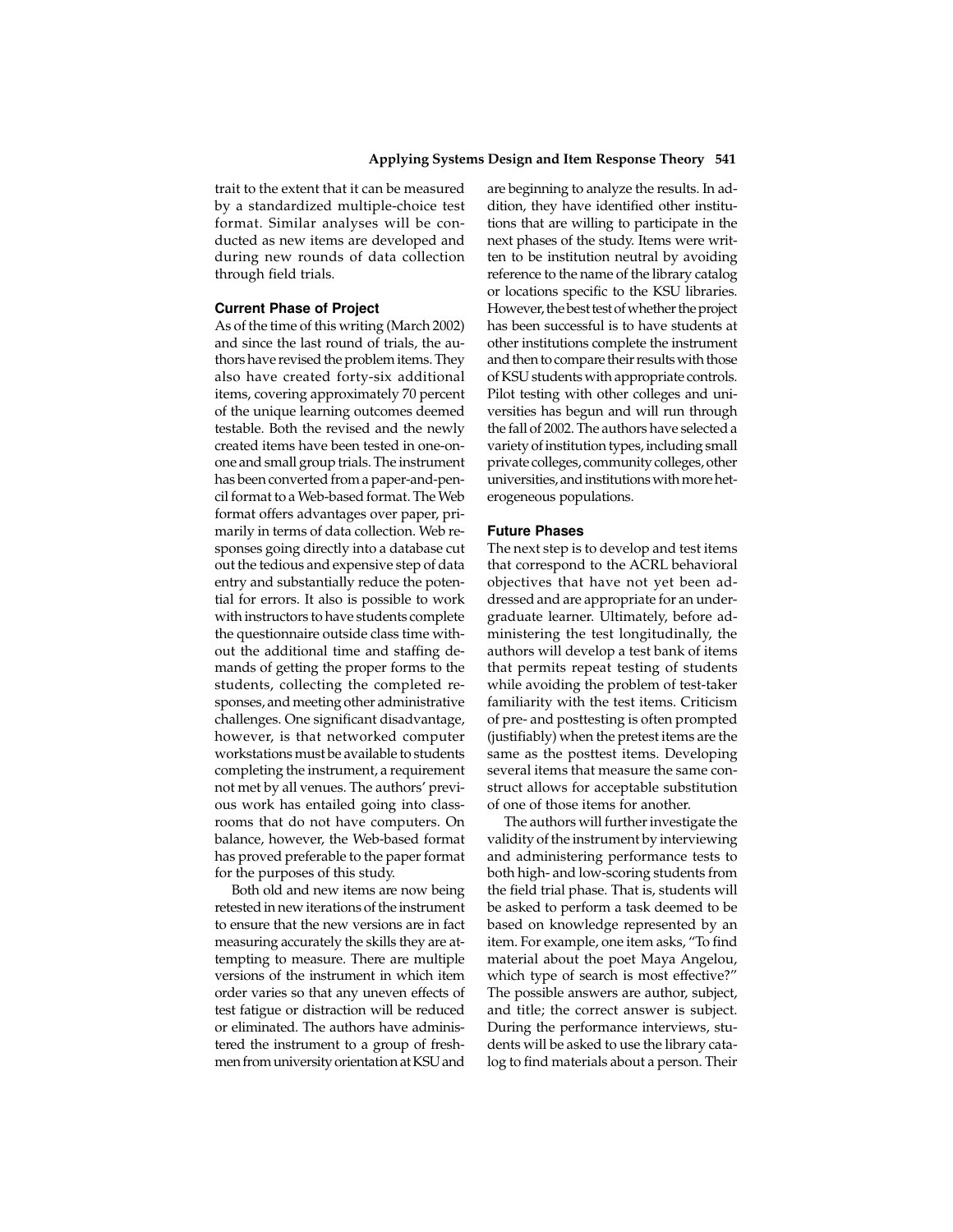trait to the extent that it can be measured by a standardized multiple-choice test format. Similar analyses will be conducted as new items are developed and during new rounds of data collection through field trials.

### Current Phase of Project

As of the time of this writing (March 2002) and since the last round of trials, the authors have revised the problem items. They also have created forty-six additional items, covering approximately 70 percent of the unique learning outcomes deemed testable. Both the revised and the newly created items have been tested in one-on-one and small group trials. The instrument has been converted from a paper-and-pencil format to a Web-based format. The Web format offers advantages over paper, primarily in terms of data collection. Web responses going directly into a database cut out the tedious and expensive step of data entry and substantially reduce the potential for errors. It also is possible to work with instructors to have students complete the questionnaire outside class time without the additional time and staffing demands of getting the proper forms to the students, collecting the completed responses, and meeting other administrative challenges. One significant disadvantage, however, is that networked computer workstations must be available to students completing the instrument, a requirement not met by all venues. The authors' previous work has entailed going into classrooms that do not have computers. On balance, however, the Web-based format has proved preferable to the paper format for the purposes of this study.

Both old and new items are now being retested in new iterations of the instrument to ensure that the new versions are in fact measuring accurately the skills they are attempting to measure. There are multiple versions of the instrument in which item order varies so that any uneven effects of test fatigue or distraction will be reduced or eliminated. The authors have administered the instrument to a group of freshmen from university orientation at KSU and are beginning to analyze the results. In addition, they have identified other institutions that are willing to participate in the next phases of the study. Items were written to be institution neutral by avoiding reference to the name of the library catalog or locations specific to the KSU libraries. However, the best test of whether the project has been successful is to have students at other institutions complete the instrument and then to compare their results with those of KSU students with appropriate controls. Pilot testing with other colleges and universities has begun and will run through the fall of 2002. The authors have selected a variety of institution types, including small private colleges, community colleges, other universities, and institutions with more heterogeneous populations.

### Future Phases

The next step is to develop and test items that correspond to the ACRL behavioral objectives that have not yet been addressed and are appropriate for an undergraduate learner. Ultimately, before administering the test longitudinally, the authors will develop a test bank of items that permits repeat testing of students while avoiding the problem of test-taker familiarity with the test items. Criticism of pre- and posttesting is often prompted (justifiably) when the pretest items are the same as the posttest items. Developing several items that measure the same construct allows for acceptable substitution of one of those items for another.

The authors will further investigate the validity of the instrument by interviewing and administering performance tests to both high- and low-scoring students from the field trial phase. That is, students will be asked to perform a task deemed to be based on knowledge represented by an item. For example, one item asks, "To find material about the poet Maya Angelou, which type of search is most effective?" The possible answers are author, subject, and title; the correct answer is subject. During the performance interviews, students will be asked to use the library catalog to find materials about a person. Their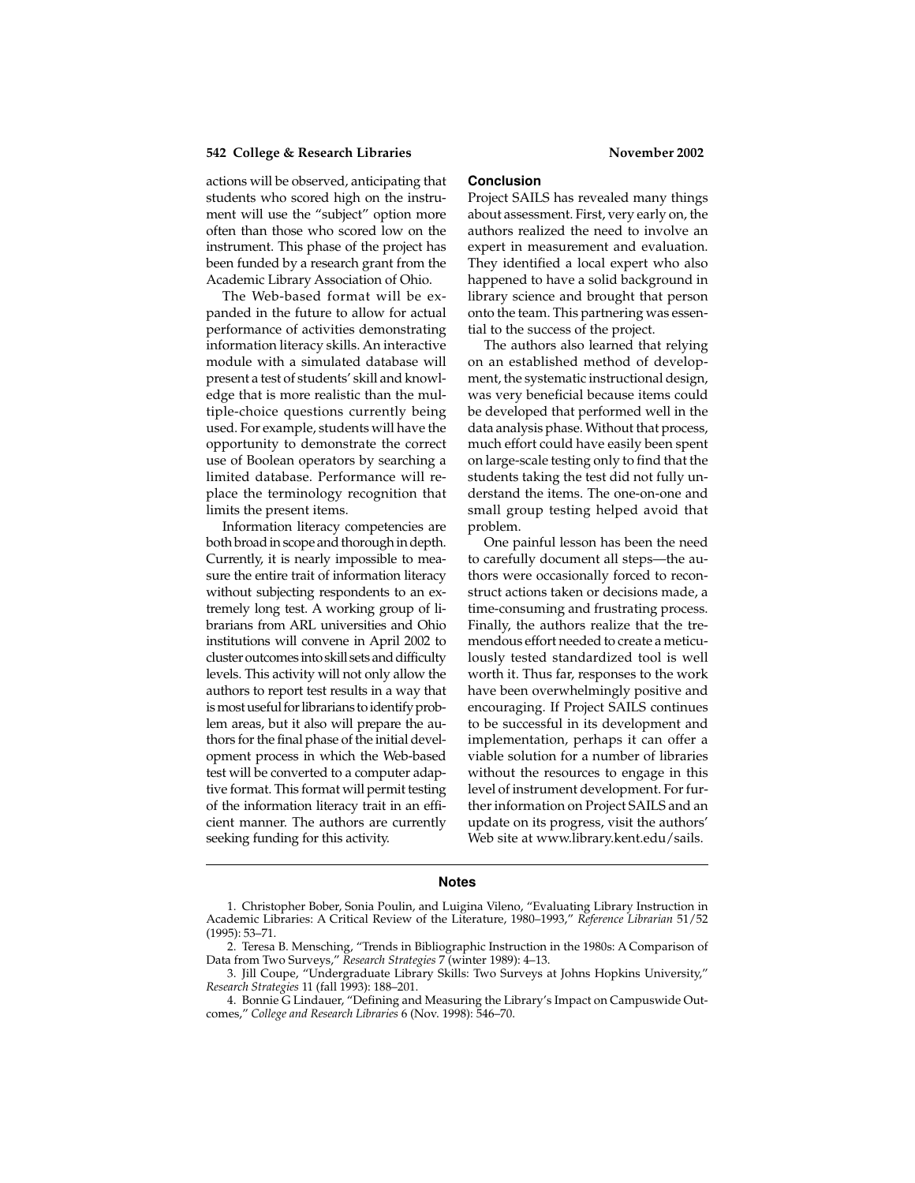actions will be observed, anticipating that students who scored high on the instrument will use the "subject" option more often than those who scored low on the instrument. This phase of the project has been funded by a research grant from the Academic Library Association of Ohio.

The Web-based format will be expanded in the future to allow for actual performance of activities demonstrating information literacy skills. An interactive module with a simulated database will present a test of students' skill and knowledge that is more realistic than the multiple-choice questions currently being used. For example, students will have the opportunity to demonstrate the correct use of Boolean operators by searching a limited database. Performance will replace the terminology recognition that limits the present items.

Information literacy competencies are both broad in scope and thorough in depth. Currently, it is nearly impossible to measure the entire trait of information literacy without subjecting respondents to an extremely long test. A working group of librarians from ARL universities and Ohio institutions will convene in April 2002 to cluster outcomes into skill sets and difficulty levels. This activity will not only allow the authors to report test results in a way that is most useful for librarians to identify problem areas, but it also will prepare the authors for the final phase of the initial development process in which the Web-based test will be converted to a computer adaptive format. This format will permit testing of the information literacy trait in an efficient manner. The authors are currently seeking funding for this activity.

## Conclusion

Project SAILS has revealed many things about assessment. First, very early on, the authors realized the need to involve an expert in measurement and evaluation. They identified a local expert who also happened to have a solid background in library science and brought that person onto the team. This partnering was essential to the success of the project.

The authors also learned that relying on an established method of development, the systematic instructional design, was very beneficial because items could be developed that performed well in the data analysis phase. Without that process, much effort could have easily been spent on large-scale testing only to find that the students taking the test did not fully understand the items. The one-on-one and small group testing helped avoid that problem.

One painful lesson has been the need to carefully document all steps—the authors were occasionally forced to reconstruct actions taken or decisions made, a time-consuming and frustrating process. Finally, the authors realize that the tremendous effort needed to create a meticulously tested standardized tool is well worth it. Thus far, responses to the work have been overwhelmingly positive and encouraging. If Project SAILS continues to be successful in its development and implementation, perhaps it can offer a viable solution for a number of libraries without the resources to engage in this level of instrument development. For further information on Project SAILS and an update on its progress, visit the authors' Web site at www.library.kent.edu/sails.

## Notes

1. Christopher Bober, Sonia Poulin, and Luigina Vileno, "Evaluating Library Instruction in Academic Libraries: A Critical Review of the Literature, 1980–1993," *Reference Librarian* 51/52 (1995): 53–71.

2. Teresa B. Mensching, "Trends in Bibliographic Instruction in the 1980s: A Comparison of Data from Two Surveys," *Research Strategies* 7 (winter 1989): 4–13.

3. Jill Coupe, "Undergraduate Library Skills: Two Surveys at Johns Hopkins University," *Research Strategies* 11 (fall 1993): 188–201.

4. Bonnie G Lindauer, "Defining and Measuring the Library's Impact on Campuswide Outcomes," *College and Research Libraries* 6 (Nov. 1998): 546–70.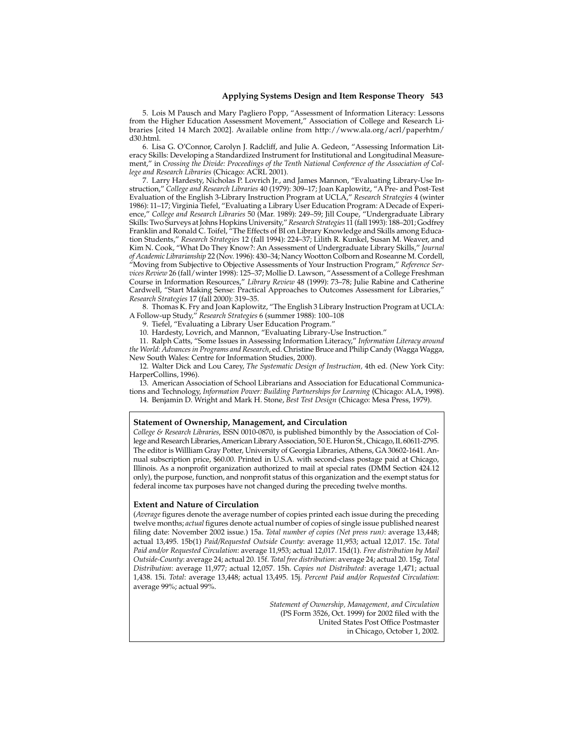5. Lois M Pausch and Mary Pagliero Popp, "Assessment of Information Literacy: Lessons from the Higher Education Assessment Movement," Association of College and Research Libraries [cited 14 March 2002]. Available online from http://www.ala.org/acrl/paperhtm/d30.html.

6. Lisa G. O'Connor, Carolyn J. Radcliff, and Julie A. Gedeon, "Assessing Information Literacy Skills: Developing a Standardized Instrument for Institutional and Longitudinal Measurement," in *Crossing the Divide: Proceedings of the Tenth National Conference of the Association of College and Research Libraries* (Chicago: ACRL 2001).

7. Larry Hardesty, Nicholas P. Lovrich Jr., and James Mannon, "Evaluating Library-Use Instruction," *College and Research Libraries* 40 (1979): 309–17; Joan Kaplowitz, "A Pre- and Post-Test Evaluation of the English 3-Library Instruction Program at UCLA," *Research Strategies* 4 (winter 1986): 11–17; Virginia Tiefel, "Evaluating a Library User Education Program: A Decade of Experience," *College and Research Libraries* 50 (Mar. 1989): 249–59; Jill Coupe, "Undergraduate Library Skills: Two Surveys at Johns Hopkins University," *Research Strategies* 11 (fall 1993): 188–201; Godfrey Franklin and Ronald C. Toifel, "The Effects of BI on Library Knowledge and Skills among Education Students," *Research Strategies* 12 (fall 1994): 224–37; Lilith R. Kunkel, Susan M. Weaver, and Kim N. Cook, "What Do They Know?: An Assessment of Undergraduate Library Skills," *Journal of Academic Librarianship* 22 (Nov. 1996): 430–34; Nancy Wootton Colborn and Roseanne M. Cordell, "Moving from Subjective to Objective Assessments of Your Instruction Program," *Reference Services Review* 26 (fall/winter 1998): 125–37; Mollie D. Lawson, "Assessment of a College Freshman Course in Information Resources," *Library Review* 48 (1999): 73–78; Julie Rabine and Catherine Cardwell, "Start Making Sense: Practical Approaches to Outcomes Assessment for Libraries," *Research Strategies* 17 (fall 2000): 319–35.

8. Thomas K. Fry and Joan Kaplowitz, "The English 3 Library Instruction Program at UCLA: A Follow-up Study," *Research Strategies* 6 (summer 1988): 100–108

9. Tiefel, "Evaluating a Library User Education Program."

10. Hardesty, Lovrich, and Mannon, "Evaluating Library-Use Instruction."

11. Ralph Catts, "Some Issues in Assessing Information Literacy," *Information Literacy around the World: Advances in Programs and Research*, ed. Christine Bruce and Philip Candy (Wagga Wagga, New South Wales: Centre for Information Studies, 2000).

12. Walter Dick and Lou Carey, *The Systematic Design of Instruction*, 4th ed. (New York City: HarperCollins, 1996).

13. American Association of School Librarians and Association for Educational Communications and Technology, *Information Power: Building Partnerships for Learning* (Chicago: ALA, 1998).

14. Benjamin D. Wright and Mark H. Stone, *Best Test Design* (Chicago: Mesa Press, 1979).

### Statement of Ownership, Management, and Circulation

*College & Research Libraries*, ISSN 0010-0870, is published bimonthly by the Association of College and Research Libraries, American Library Association, 50 E. Huron St., Chicago, IL 60611-2795. The editor is Willliam Gray Potter, University of Georgia Libraries, Athens, GA 30602-1641. Annual subscription price, $60.00. Printed in U.S.A. with second-class postage paid at Chicago, Illinois. As a nonprofit organization authorized to mail at special rates (DMM Section 424.12 only), the purpose, function, and nonprofit status of this organization and the exempt status for federal income tax purposes have not changed during the preceding twelve months.

### Extent and Nature of Circulation

(*Average* figures denote the average number of copies printed each issue during the preceding twelve months; *actual* figures denote actual number of copies of single issue published nearest filing date: November 2002 issue.) 15a. *Total number of copies (Net press run)*: average 13,448; actual 13,495. 15b(1) *Paid/Requested Outside County*: average 11,953; actual 12,017. 15c. *Total Paid and/or Requested Circulation*: average 11,953; actual 12,017. 15d(1). *Free distribution by Mail Outside-County*: average 24; actual 20. 15f. *Total free distribution*: average 24; actual 20. 15g. *Total Distribution*: average 11,977; actual 12,057. 15h. *Copies not Distributed*: average 1,471; actual 1,438. 15i. *Total*: average 13,448; actual 13,495. 15j. *Percent Paid and/or Requested Circulation*: average 99%; actual 99%.

*Statement of Ownership, Management, and Circulation*
(PS Form 3526, Oct. 1999) for 2002 filed with the
United States Post Office Postmaster
in Chicago, October 1, 2002.